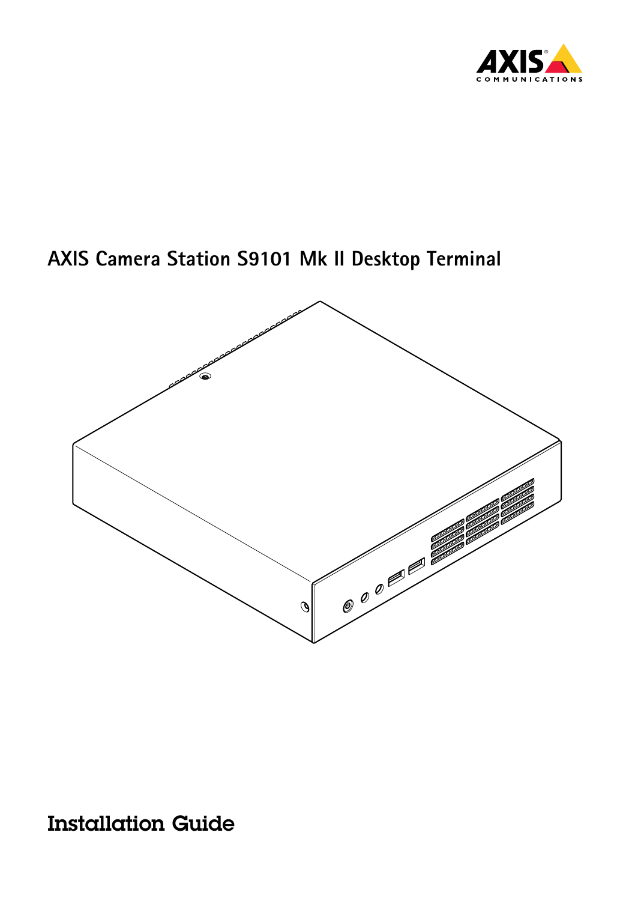# AXIS Camera Station S9101 Mk II Desktop Terminal

## Installation Guide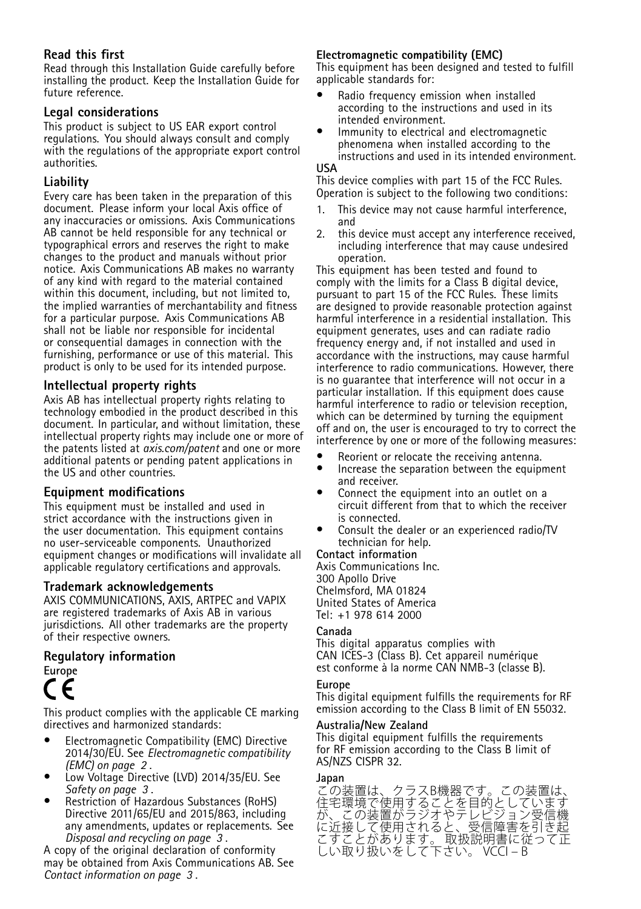## Read this first

Read through this Installation Guide carefully before installing the product. Keep the Installation Guide for future reference.

## Legal considerations

This product is subject to US EAR export control regulations. You should always consult and comply with the regulations of the appropriate export control authorities.

## Liability

Every care has been taken in the preparation of this document. Please inform your local Axis office of any inaccuracies or omissions. Axis Communications AB cannot be held responsible for any technical or typographical errors and reserves the right to make changes to the product and manuals without prior notice. Axis Communications AB makes no warranty of any kind with regard to the material contained within this document, including, but not limited to, the implied warranties of merchantability and fitness for a particular purpose. Axis Communications AB shall not be liable nor responsible for incidental or consequential damages in connection with the furnishing, performance or use of this material. This product is only to be used for its intended purpose.

## Intellectual property rights

Axis AB has intellectual property rights relating to technology embodied in the product described in this document. In particular, and without limitation, these intellectual property rights may include one or more of the patents listed at *axis.com/patent* and one or more additional patents or pending patent applications in the US and other countries.

## Equipment modifications

This equipment must be installed and used in strict accordance with the instructions given in the user documentation. This equipment contains no user-serviceable components. Unauthorized equipment changes or modifications will invalidate all applicable regulatory certifications and approvals.

## Trademark acknowledgements

AXIS COMMUNICATIONS, AXIS, ARTPEC and VAPIX are registered trademarks of Axis AB in various jurisdictions. All other trademarks are the property of their respective owners.

## Regulatory information

**Europe**

CE

This product complies with the applicable CE marking directives and harmonized standards:

- Electromagnetic Compatibility (EMC) Directive 2014/30/EU. See *Electromagnetic compatibility (EMC) on page 2* .
- Low Voltage Directive (LVD) 2014/35/EU. See *Safety on page 3* .
- Restriction of Hazardous Substances (RoHS) Directive 2011/65/EU and 2015/863, including any amendments, updates or replacements. See *Disposal and recycling on page 3* .

A copy of the original declaration of conformity may be obtained from Axis Communications AB. See *Contact information on page 3* .

**Electromagnetic compatibility (EMC)**

This equipment has been designed and tested to fulfill applicable standards for:

- Radio frequency emission when installed according to the instructions and used in its intended environment.
- Immunity to electrical and electromagnetic phenomena when installed according to the instructions and used in its intended environment.

**USA**

This device complies with part 15 of the FCC Rules. Operation is subject to the following two conditions:

1. This device may not cause harmful interference, and
2. this device must accept any interference received, including interference that may cause undesired operation.

This equipment has been tested and found to comply with the limits for a Class B digital device, pursuant to part 15 of the FCC Rules. These limits are designed to provide reasonable protection against harmful interference in a residential installation. This equipment generates, uses and can radiate radio frequency energy and, if not installed and used in accordance with the instructions, may cause harmful interference to radio communications. However, there is no guarantee that interference will not occur in a particular installation. If this equipment does cause harmful interference to radio or television reception, which can be determined by turning the equipment off and on, the user is encouraged to try to correct the interference by one or more of the following measures:

- Reorient or relocate the receiving antenna.
- Increase the separation between the equipment and receiver.
- Connect the equipment into an outlet on a circuit different from that to which the receiver is connected.
- Consult the dealer or an experienced radio/TV technician for help.

**Contact information**

Axis Communications Inc.
300 Apollo Drive
Chelmsford, MA 01824
United States of America
Tel: +1 978 614 2000

**Canada**

This digital apparatus complies with CAN ICES-3 (Class B). Cet appareil numérique est conforme à la norme CAN NMB-3 (classe B).

**Europe**

This digital equipment fulfills the requirements for RF emission according to the Class B limit of EN 55032.

**Australia/New Zealand**

This digital equipment fulfills the requirements for RF emission according to the Class B limit of AS/NZS CISPR 32.

**Japan**

この装置は、クラスB機器です。この装置は、住宅環境で使用することを目的としていますが、この装置がラジオやテレビジョン受信機に近接して使用されると、受信障害を引き起こすことがあります。取扱説明書に従って正しい取り扱いをして下さい。 VCCI – B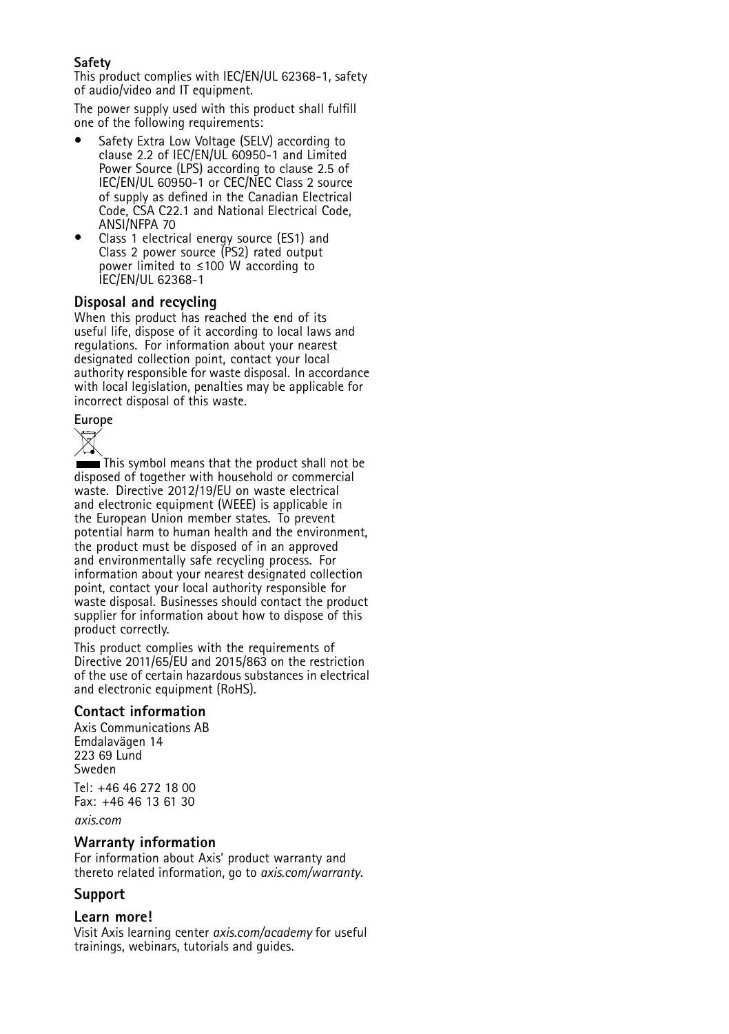### Safety

This product complies with IEC/EN/UL 62368-1, safety of audio/video and IT equipment.

The power supply used with this product shall fulfill one of the following requirements:

- Safety Extra Low Voltage (SELV) according to clause 2.2 of IEC/EN/UL 60950-1 and Limited Power Source (LPS) according to clause 2.5 of IEC/EN/UL 60950-1 or CEC/NEC Class 2 source of supply as defined in the Canadian Electrical Code, CSA C22.1 and National Electrical Code, ANSI/NFPA 70
- Class 1 electrical energy source (ES1) and Class 2 power source (PS2) rated output power limited to ≤100 W according to IEC/EN/UL 62368-1

## Disposal and recycling

When this product has reached the end of its useful life, dispose of it according to local laws and regulations. For information about your nearest designated collection point, contact your local authority responsible for waste disposal. In accordance with local legislation, penalties may be applicable for incorrect disposal of this waste.

### Europe

This symbol means that the product shall not be disposed of together with household or commercial waste. Directive 2012/19/EU on waste electrical and electronic equipment (WEEE) is applicable in the European Union member states. To prevent potential harm to human health and the environment, the product must be disposed of in an approved and environmentally safe recycling process. For information about your nearest designated collection point, contact your local authority responsible for waste disposal. Businesses should contact the product supplier for information about how to dispose of this product correctly.

This product complies with the requirements of Directive 2011/65/EU and 2015/863 on the restriction of the use of certain hazardous substances in electrical and electronic equipment (RoHS).

## Contact information

Axis Communications AB
Emdalavägen 14
223 69 Lund
Sweden

Tel: +46 46 272 18 00
Fax: +46 46 13 61 30

*axis.com*

## Warranty information

For information about Axis' product warranty and thereto related information, go to *axis.com/warranty*.

## Support

## Learn more!

Visit Axis learning center *axis.com/academy* for useful trainings, webinars, tutorials and guides.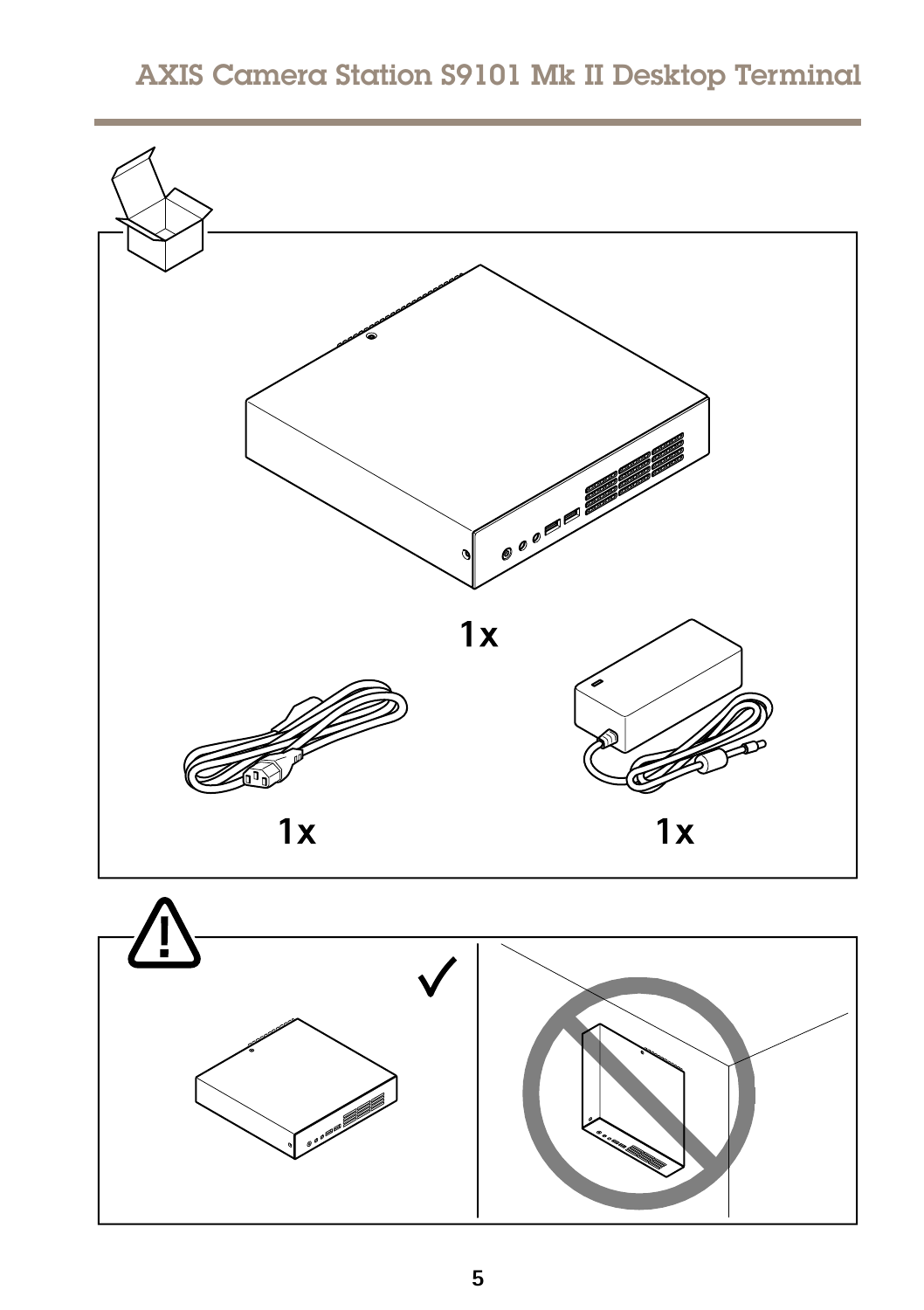1x

1x

1x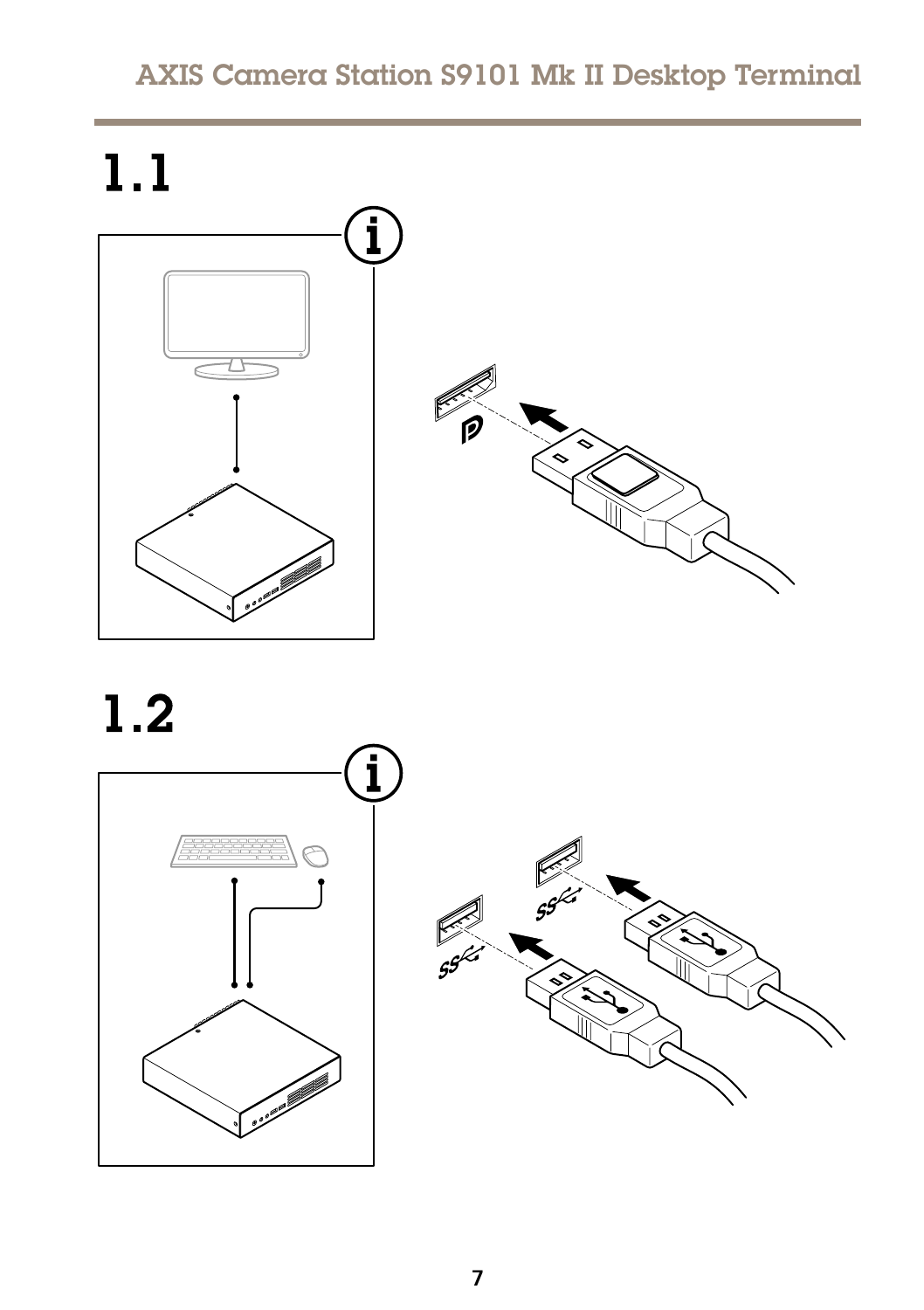## 1.1

## 1.2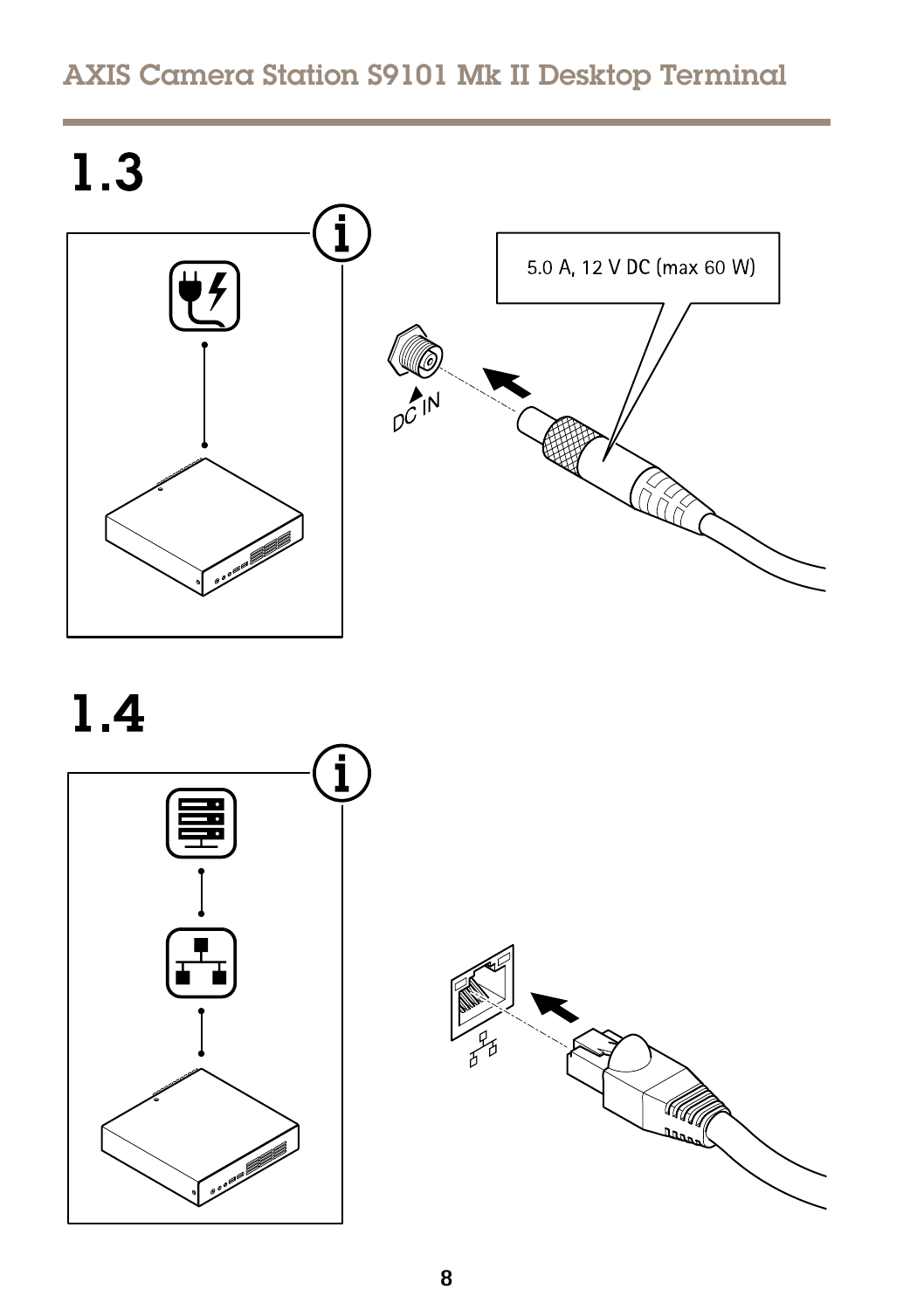# 1.3

5.0 A, 12 V DC (max 60 W)

DC IN

# 1.4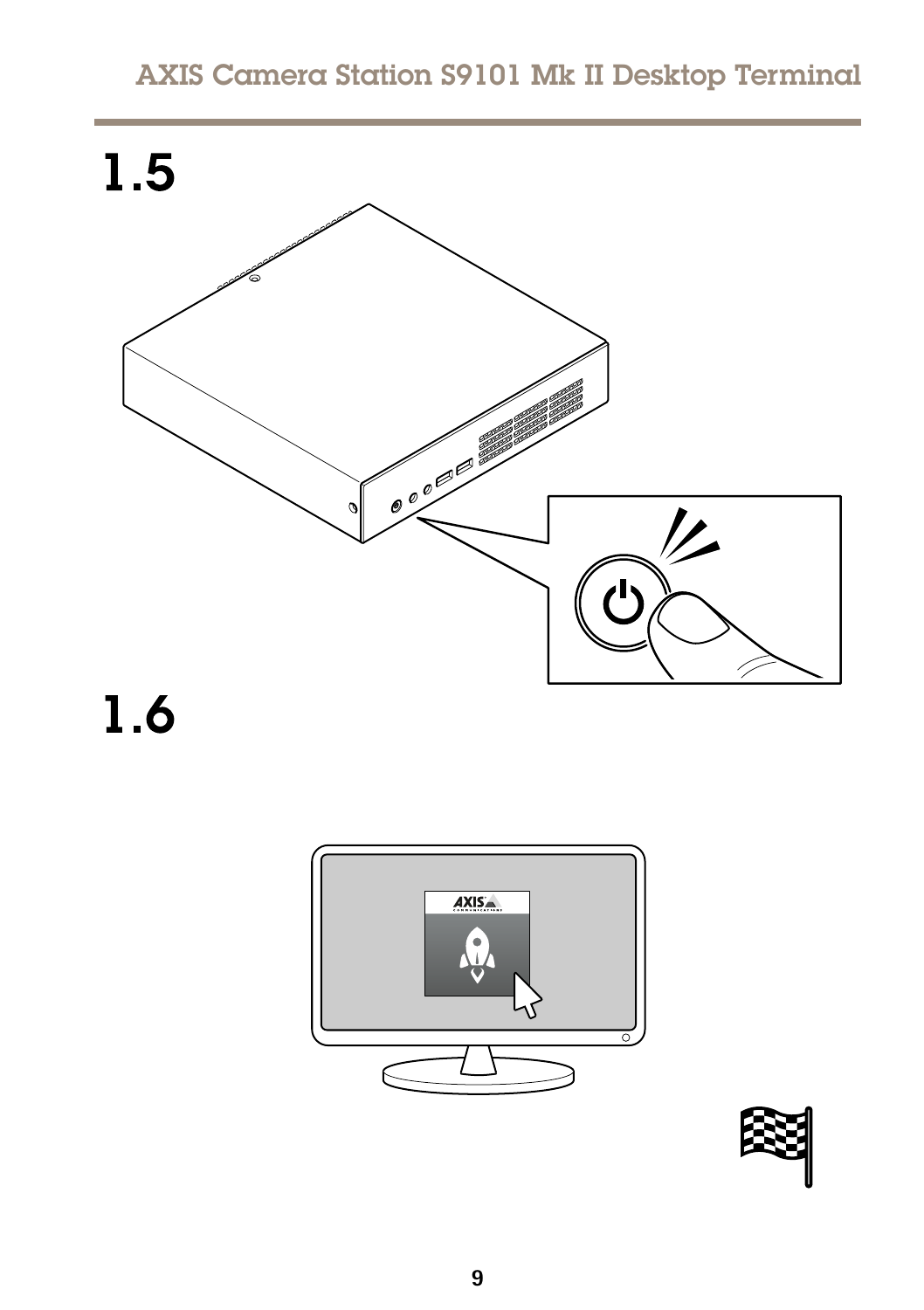1.5

1.6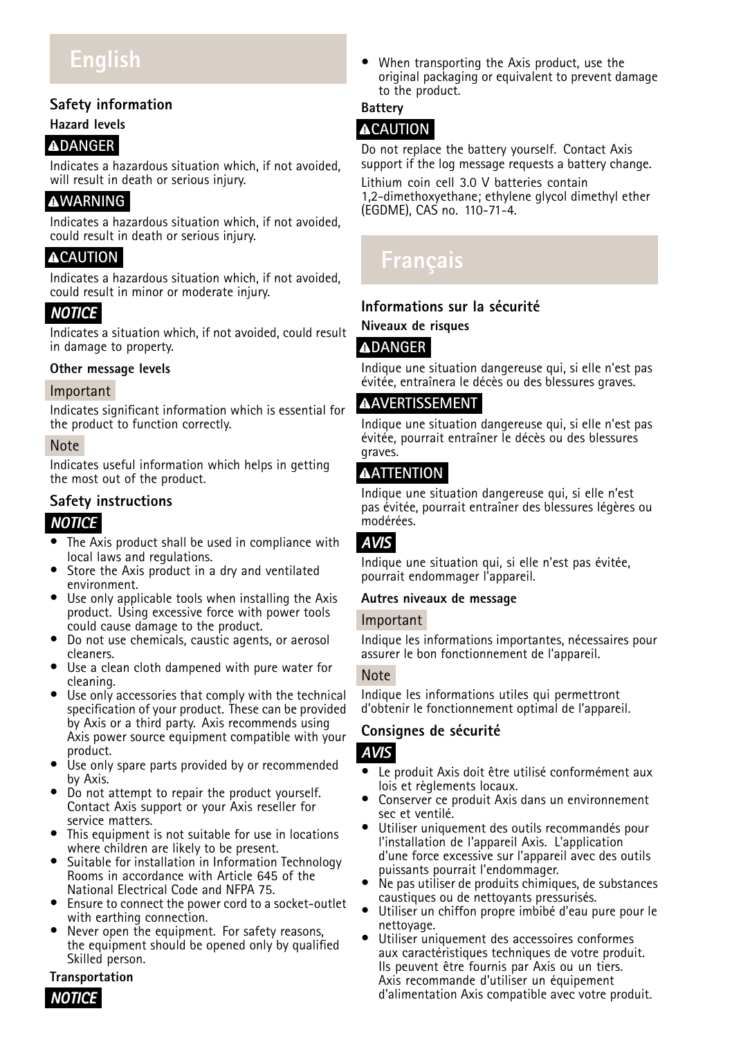# English

## Safety information

### Hazard levels

**⚠DANGER**

Indicates a hazardous situation which, if not avoided, will result in death or serious injury.

**⚠WARNING**

Indicates a hazardous situation which, if not avoided, could result in death or serious injury.

**⚠CAUTION**

Indicates a hazardous situation which, if not avoided, could result in minor or moderate injury.

***NOTICE***

Indicates a situation which, if not avoided, could result in damage to property.

### Other message levels

**Important**

Indicates significant information which is essential for the product to function correctly.

**Note**

Indicates useful information which helps in getting the most out of the product.

## Safety instructions

***NOTICE***

- The Axis product shall be used in compliance with local laws and regulations.
- Store the Axis product in a dry and ventilated environment.
- Use only applicable tools when installing the Axis product. Using excessive force with power tools could cause damage to the product.
- Do not use chemicals, caustic agents, or aerosol cleaners.
- Use a clean cloth dampened with pure water for cleaning.
- Use only accessories that comply with the technical specification of your product. These can be provided by Axis or a third party. Axis recommends using Axis power source equipment compatible with your product.
- Use only spare parts provided by or recommended by Axis.
- Do not attempt to repair the product yourself. Contact Axis support or your Axis reseller for service matters.
- This equipment is not suitable for use in locations where children are likely to be present.
- Suitable for installation in Information Technology Rooms in accordance with Article 645 of the National Electrical Code and NFPA 75.
- Ensure to connect the power cord to a socket-outlet with earthing connection.
- Never open the equipment. For safety reasons, the equipment should be opened only by qualified Skilled person.

### Transportation

***NOTICE***

- When transporting the Axis product, use the original packaging or equivalent to prevent damage to the product.

### Battery

**⚠CAUTION**

Do not replace the battery yourself. Contact Axis support if the log message requests a battery change.

Lithium coin cell 3.0 V batteries contain 1,2-dimethoxyethane; ethylene glycol dimethyl ether (EGDME), CAS no. 110-71-4.

# Français

## Informations sur la sécurité

### Niveaux de risques

**⚠DANGER**

Indique une situation dangereuse qui, si elle n'est pas évitée, entraînera le décès ou des blessures graves.

**⚠AVERTISSEMENT**

Indique une situation dangereuse qui, si elle n'est pas évitée, pourrait entraîner le décès ou des blessures graves.

**⚠ATTENTION**

Indique une situation dangereuse qui, si elle n'est pas évitée, pourrait entraîner des blessures légères ou modérées.

***AVIS***

Indique une situation qui, si elle n'est pas évitée, pourrait endommager l'appareil.

### Autres niveaux de message

**Important**

Indique les informations importantes, nécessaires pour assurer le bon fonctionnement de l'appareil.

**Note**

Indique les informations utiles qui permettront d'obtenir le fonctionnement optimal de l'appareil.

## Consignes de sécurité

***AVIS***

- Le produit Axis doit être utilisé conformément aux lois et règlements locaux.
- Conserver ce produit Axis dans un environnement sec et ventilé.
- Utiliser uniquement des outils recommandés pour l'installation de l'appareil Axis. L'application d'une force excessive sur l'appareil avec des outils puissants pourrait l'endommager.
- Ne pas utiliser de produits chimiques, de substances caustiques ou de nettoyants pressurisés.
- Utiliser un chiffon propre imbibé d'eau pure pour le nettoyage.
- Utiliser uniquement des accessoires conformes aux caractéristiques techniques de votre produit. Ils peuvent être fournis par Axis ou un tiers. Axis recommande d'utiliser un équipement d'alimentation Axis compatible avec votre produit.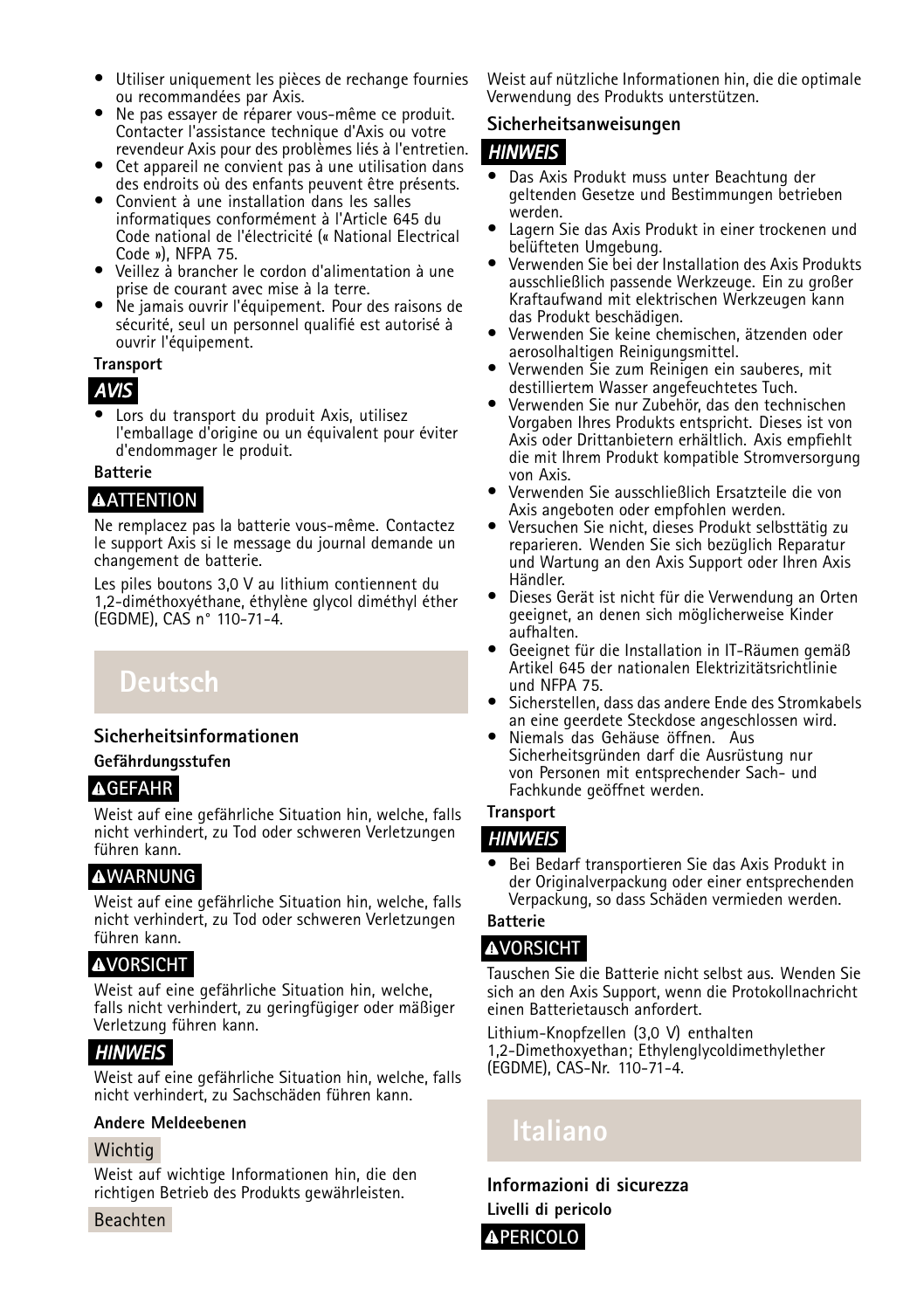- Utiliser uniquement les pièces de rechange fournies ou recommandées par Axis.
- Ne pas essayer de réparer vous-même ce produit. Contacter l'assistance technique d'Axis ou votre revendeur Axis pour des problèmes liés à l'entretien.
- Cet appareil ne convient pas à une utilisation dans des endroits où des enfants peuvent être présents.
- Convient à une installation dans les salles informatiques conformément à l'Article 645 du Code national de l'électricité (« National Electrical Code »), NFPA 75.
- Veillez à brancher le cordon d'alimentation à une prise de courant avec mise à la terre.
- Ne jamais ouvrir l'équipement. Pour des raisons de sécurité, seul un personnel qualifié est autorisé à ouvrir l'équipement.

**Transport**

***AVIS***

- Lors du transport du produit Axis, utilisez l'emballage d'origine ou un équivalent pour éviter d'endommager le produit.

**Batterie**

**⚠ATTENTION**

Ne remplacez pas la batterie vous-même. Contactez le support Axis si le message du journal demande un changement de batterie.

Les piles boutons 3,0 V au lithium contiennent du 1,2-diméthoxyéthane, éthylène glycol diméthyl éther (EGDME), CAS n° 110-71-4.

# Deutsch

## Sicherheitsinformationen

### Gefährdungsstufen

**⚠GEFAHR**

Weist auf eine gefährliche Situation hin, welche, falls nicht verhindert, zu Tod oder schweren Verletzungen führen kann.

**⚠WARNUNG**

Weist auf eine gefährliche Situation hin, welche, falls nicht verhindert, zu Tod oder schweren Verletzungen führen kann.

**⚠VORSICHT**

Weist auf eine gefährliche Situation hin, welche, falls nicht verhindert, zu geringfügiger oder mäßiger Verletzung führen kann.

***HINWEIS***

Weist auf eine gefährliche Situation hin, welche, falls nicht verhindert, zu Sachschäden führen kann.

### Andere Meldeebenen

Wichtig

Weist auf wichtige Informationen hin, die den richtigen Betrieb des Produkts gewährleisten.

Beachten

Weist auf nützliche Informationen hin, die die optimale Verwendung des Produkts unterstützen.

## Sicherheitsanweisungen

***HINWEIS***

- Das Axis Produkt muss unter Beachtung der geltenden Gesetze und Bestimmungen betrieben werden.
- Lagern Sie das Axis Produkt in einer trockenen und belüfteten Umgebung.
- Verwenden Sie bei der Installation des Axis Produkts ausschließlich passende Werkzeuge. Ein zu großer Kraftaufwand mit elektrischen Werkzeugen kann das Produkt beschädigen.
- Verwenden Sie keine chemischen, ätzenden oder aerosolhaltigen Reinigungsmittel.
- Verwenden Sie zum Reinigen ein sauberes, mit destilliertem Wasser angefeuchtetes Tuch.
- Verwenden Sie nur Zubehör, das den technischen Vorgaben Ihres Produkts entspricht. Dieses ist von Axis oder Drittanbietern erhältlich. Axis empfiehlt die mit Ihrem Produkt kompatible Stromversorgung von Axis.
- Verwenden Sie ausschließlich Ersatzteile die von Axis angeboten oder empfohlen werden.
- Versuchen Sie nicht, dieses Produkt selbsttätig zu reparieren. Wenden Sie sich bezüglich Reparatur und Wartung an den Axis Support oder Ihren Axis Händler.
- Dieses Gerät ist nicht für die Verwendung an Orten geeignet, an denen sich möglicherweise Kinder aufhalten.
- Geeignet für die Installation in IT-Räumen gemäß Artikel 645 der nationalen Elektrizitätsrichtlinie und NFPA 75.
- Sicherstellen, dass das andere Ende des Stromkabels an eine geerdete Steckdose angeschlossen wird.
- Niemals das Gehäuse öffnen. Aus Sicherheitsgründen darf die Ausrüstung nur von Personen mit entsprechender Sach- und Fachkunde geöffnet werden.

**Transport**

***HINWEIS***

- Bei Bedarf transportieren Sie das Axis Produkt in der Originalverpackung oder einer entsprechenden Verpackung, so dass Schäden vermieden werden.

**Batterie**

**⚠VORSICHT**

Tauschen Sie die Batterie nicht selbst aus. Wenden Sie sich an den Axis Support, wenn die Protokollnachricht einen Batterietausch anfordert.

Lithium-Knopfzellen (3,0 V) enthalten 1,2-Dimethoxyethan; Ethylenglycoldimethylether (EGDME), CAS-Nr. 110-71-4.

# Italiano

## Informazioni di sicurezza

### Livelli di pericolo

**⚠PERICOLO**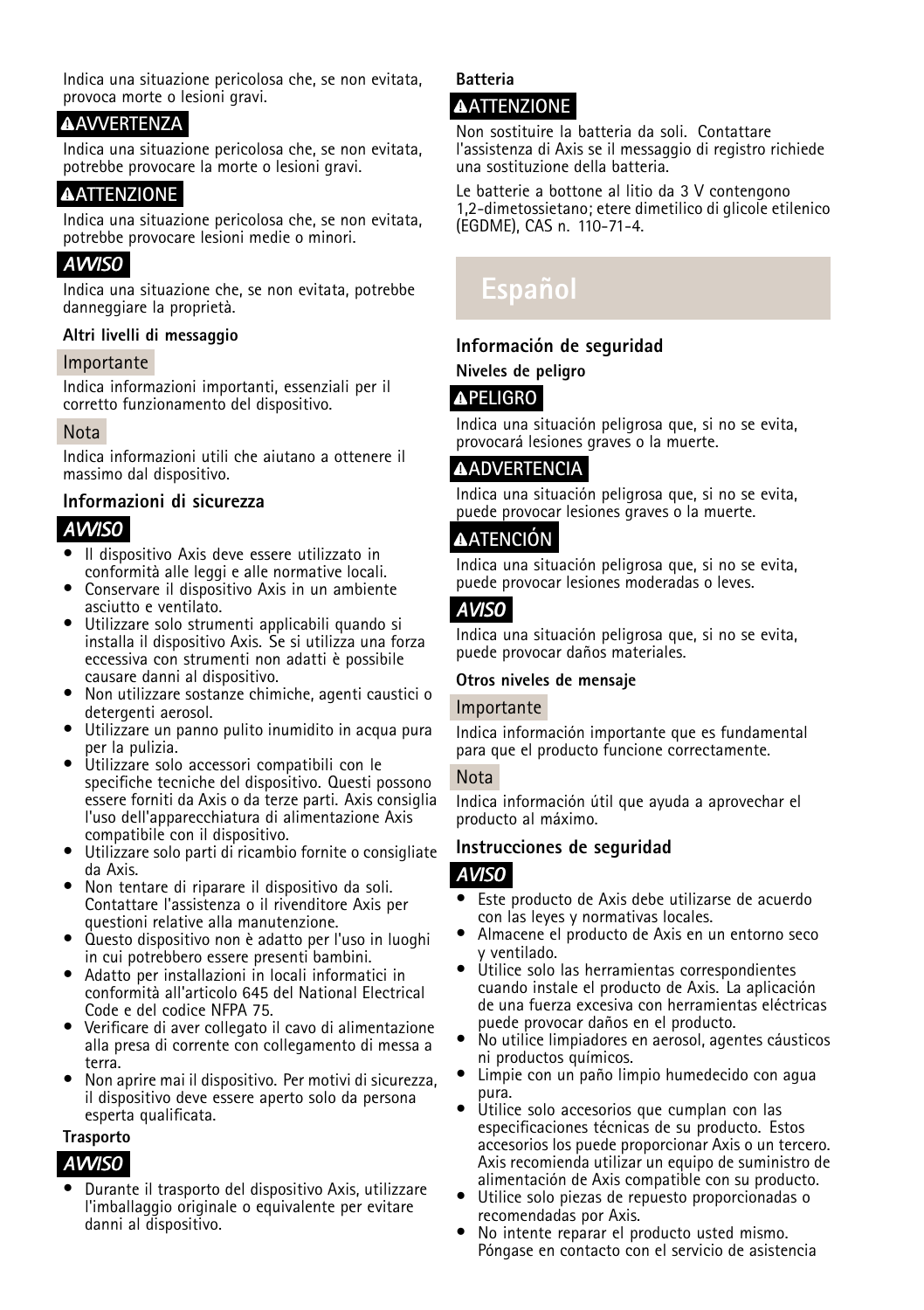Indica una situazione pericolosa che, se non evitata, provoca morte o lesioni gravi.

**⚠AVVERTENZA**

Indica una situazione pericolosa che, se non evitata, potrebbe provocare la morte o lesioni gravi.

**⚠ATTENZIONE**

Indica una situazione pericolosa che, se non evitata, potrebbe provocare lesioni medie o minori.

***AVVISO***

Indica una situazione che, se non evitata, potrebbe danneggiare la proprietà.

#### Altri livelli di messaggio

**Importante**

Indica informazioni importanti, essenziali per il corretto funzionamento del dispositivo.

**Nota**

Indica informazioni utili che aiutano a ottenere il massimo dal dispositivo.

### Informazioni di sicurezza

***AVVISO***

- Il dispositivo Axis deve essere utilizzato in conformità alle leggi e alle normative locali.
- Conservare il dispositivo Axis in un ambiente asciutto e ventilato.
- Utilizzare solo strumenti applicabili quando si installa il dispositivo Axis. Se si utilizza una forza eccessiva con strumenti non adatti è possibile causare danni al dispositivo.
- Non utilizzare sostanze chimiche, agenti caustici o detergenti aerosol.
- Utilizzare un panno pulito inumidito in acqua pura per la pulizia.
- Utilizzare solo accessori compatibili con le specifiche tecniche del dispositivo. Questi possono essere forniti da Axis o da terze parti. Axis consiglia l'uso dell'apparecchiatura di alimentazione Axis compatibile con il dispositivo.
- Utilizzare solo parti di ricambio fornite o consigliate da Axis.
- Non tentare di riparare il dispositivo da soli. Contattare l'assistenza o il rivenditore Axis per questioni relative alla manutenzione.
- Questo dispositivo non è adatto per l'uso in luoghi in cui potrebbero essere presenti bambini.
- Adatto per installazioni in locali informatici in conformità all'articolo 645 del National Electrical Code e del codice NFPA 75.
- Verificare di aver collegato il cavo di alimentazione alla presa di corrente con collegamento di messa a terra.
- Non aprire mai il dispositivo. Per motivi di sicurezza, il dispositivo deve essere aperto solo da persona esperta qualificata.

#### Trasporto

***AVVISO***

- Durante il trasporto del dispositivo Axis, utilizzare l'imballaggio originale o equivalente per evitare danni al dispositivo.

#### Batteria

**⚠ATTENZIONE**

Non sostituire la batteria da soli. Contattare l'assistenza di Axis se il messaggio di registro richiede una sostituzione della batteria.

Le batterie a bottone al litio da 3 V contengono 1,2-dimetossietano; etere dimetilico di glicole etilenico (EGDME), CAS n. 110-71-4.

## Español

### Información de seguridad

#### Niveles de peligro

**⚠PELIGRO**

Indica una situación peligrosa que, si no se evita, provocará lesiones graves o la muerte.

**⚠ADVERTENCIA**

Indica una situación peligrosa que, si no se evita, puede provocar lesiones graves o la muerte.

**⚠ATENCIÓN**

Indica una situación peligrosa que, si no se evita, puede provocar lesiones moderadas o leves.

***AVISO***

Indica una situación peligrosa que, si no se evita, puede provocar daños materiales.

#### Otros niveles de mensaje

**Importante**

Indica información importante que es fundamental para que el producto funcione correctamente.

**Nota**

Indica información útil que ayuda a aprovechar el producto al máximo.

### Instrucciones de seguridad

***AVISO***

- Este producto de Axis debe utilizarse de acuerdo con las leyes y normativas locales.
- Almacene el producto de Axis en un entorno seco y ventilado.
- Utilice solo las herramientas correspondientes cuando instale el producto de Axis. La aplicación de una fuerza excesiva con herramientas eléctricas puede provocar daños en el producto.
- No utilice limpiadores en aerosol, agentes cáusticos ni productos químicos.
- Limpie con un paño limpio humedecido con agua pura.
- Utilice solo accesorios que cumplan con las especificaciones técnicas de su producto. Estos accesorios los puede proporcionar Axis o un tercero. Axis recomienda utilizar un equipo de suministro de alimentación de Axis compatible con su producto.
- Utilice solo piezas de repuesto proporcionadas o recomendadas por Axis.
- No intente reparar el producto usted mismo. Póngase en contacto con el servicio de asistencia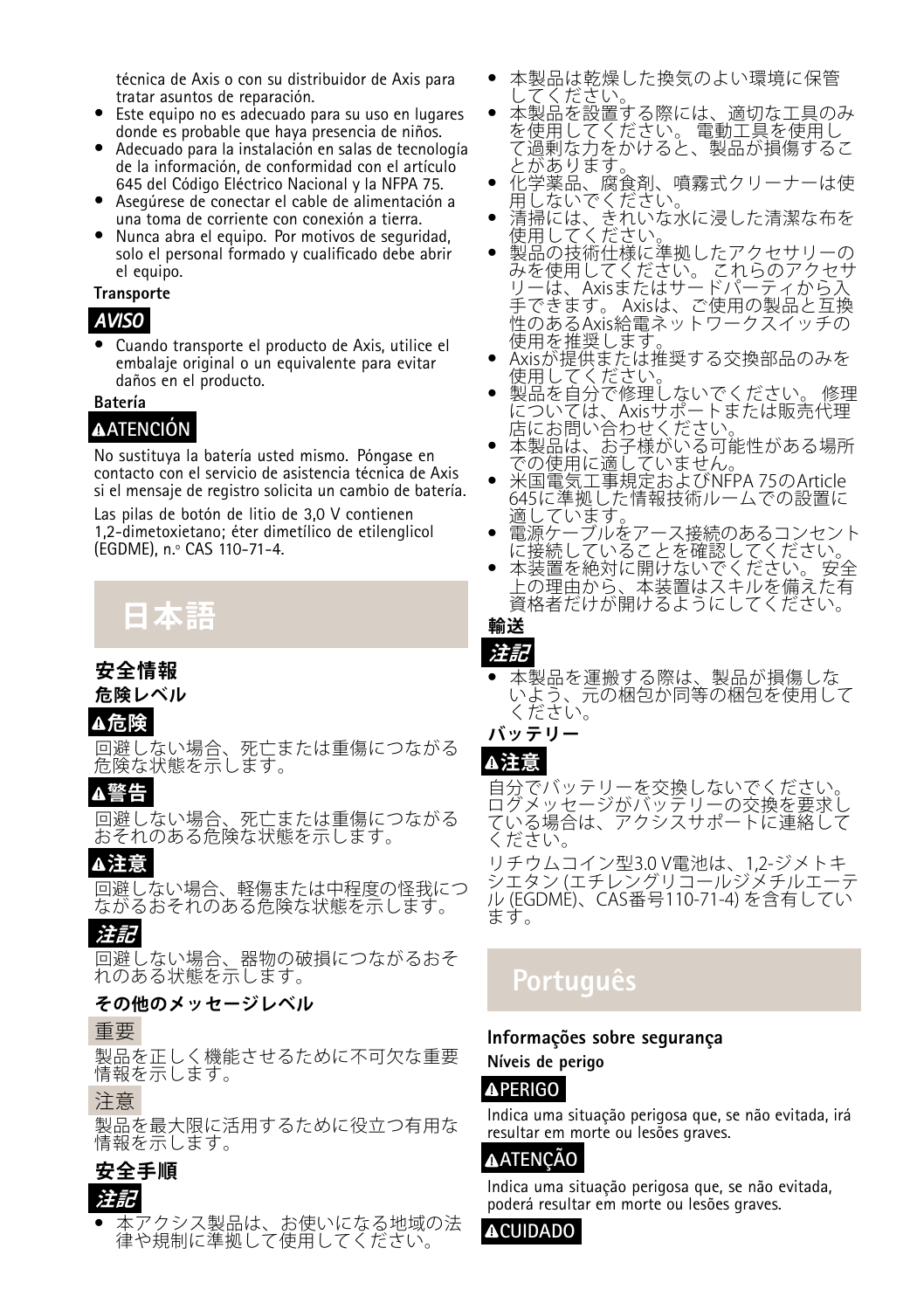técnica de Axis o con su distribuidor de Axis para tratar asuntos de reparación.

- Este equipo no es adecuado para su uso en lugares donde es probable que haya presencia de niños.
- Adecuado para la instalación en salas de tecnología de la información, de conformidad con el artículo 645 del Código Eléctrico Nacional y la NFPA 75.
- Asegúrese de conectar el cable de alimentación a una toma de corriente con conexión a tierra.
- Nunca abra el equipo. Por motivos de seguridad, solo el personal formado y cualificado debe abrir el equipo.

**Transporte**

***AVISO***

- Cuando transporte el producto de Axis, utilice el embalaje original o un equivalente para evitar daños en el producto.

**Batería**

**⚠ATENCIÓN**

No sustituya la batería usted mismo. Póngase en contacto con el servicio de asistencia técnica de Axis si el mensaje de registro solicita un cambio de batería.

Las pilas de botón de litio de 3,0 V contienen 1,2-dimetoxietano; éter dimetílico de etilenglicol (EGDME), n.º CAS 110-71-4.

# 日本語

## 安全情報

### 危険レベル

**⚠危険**

回避しない場合、死亡または重傷につながる危険な状態を示します。

**⚠警告**

回避しない場合、死亡または重傷につながるおそれのある危険な状態を示します。

**⚠注意**

回避しない場合、軽傷または中程度の怪我につながるおそれのある危険な状態を示します。

***注記***

回避しない場合、器物の破損につながるおそれのある状態を示します。

### その他のメッセージレベル

重要

製品を正しく機能させるために不可欠な重要情報を示します。

注意

製品を最大限に活用するために役立つ有用な情報を示します。

### 安全手順

***注記***

- 本アクシス製品は、お使いになる地域の法律や規制に準拠して使用してください。
- 本製品は乾燥した換気のよい環境に保管してください。
- 本製品を設置する際には、適切な工具のみを使用してください。電動工具を使用して過剰な力をかけると、製品が損傷することがあります。
- 化学薬品、腐食剤、噴霧式クリーナーは使用しないでください。
- 清掃には、きれいな水に浸した清潔な布を使用してください。
- 製品の技術仕様に準拠したアクセサリーのみを使用してください。これらのアクセサリーは、Axisまたはサードパーティから入手できます。Axisは、ご使用の製品と互換性のあるAxis給電ネットワークスイッチの使用を推奨します。
- Axisが提供または推奨する交換部品のみを使用してください。
- 製品を自分で修理しないでください。修理については、Axisサポートまたは販売代理店にお問い合わせください。
- 本製品は、お子様がいる可能性がある場所での使用に適していません。
- 米国電気工事規定およびNFPA 75のArticle 645に準拠した情報技術ルームでの設置に適しています。
- 電源ケーブルをアース接続のあるコンセントに接続していることを確認してください。
- 本装置を絶対に開けないでください。安全上の理由から、本装置はスキルを備えた有資格者だけが開けるようにしてください。

### 輸送

***注記***

- 本製品を運搬する際は、製品が損傷しないよう、元の梱包か同等の梱包を使用してください。

### バッテリー

**⚠注意**

自分でバッテリーを交換しないでください。ログメッセージがバッテリーの交換を要求している場合は、アクシスサポートに連絡してください。

リチウムコイン型3.0 V電池は、1,2-ジメトキシエタン (エチレングリコールジメチルエーテル (EGDME)、CAS番号110-71-4) を含有しています。

# Português

## Informações sobre segurança

### Níveis de perigo

**⚠PERIGO**

Indica uma situação perigosa que, se não evitada, irá resultar em morte ou lesões graves.

**⚠ATENÇÃO**

Indica uma situação perigosa que, se não evitada, poderá resultar em morte ou lesões graves.

**⚠CUIDADO**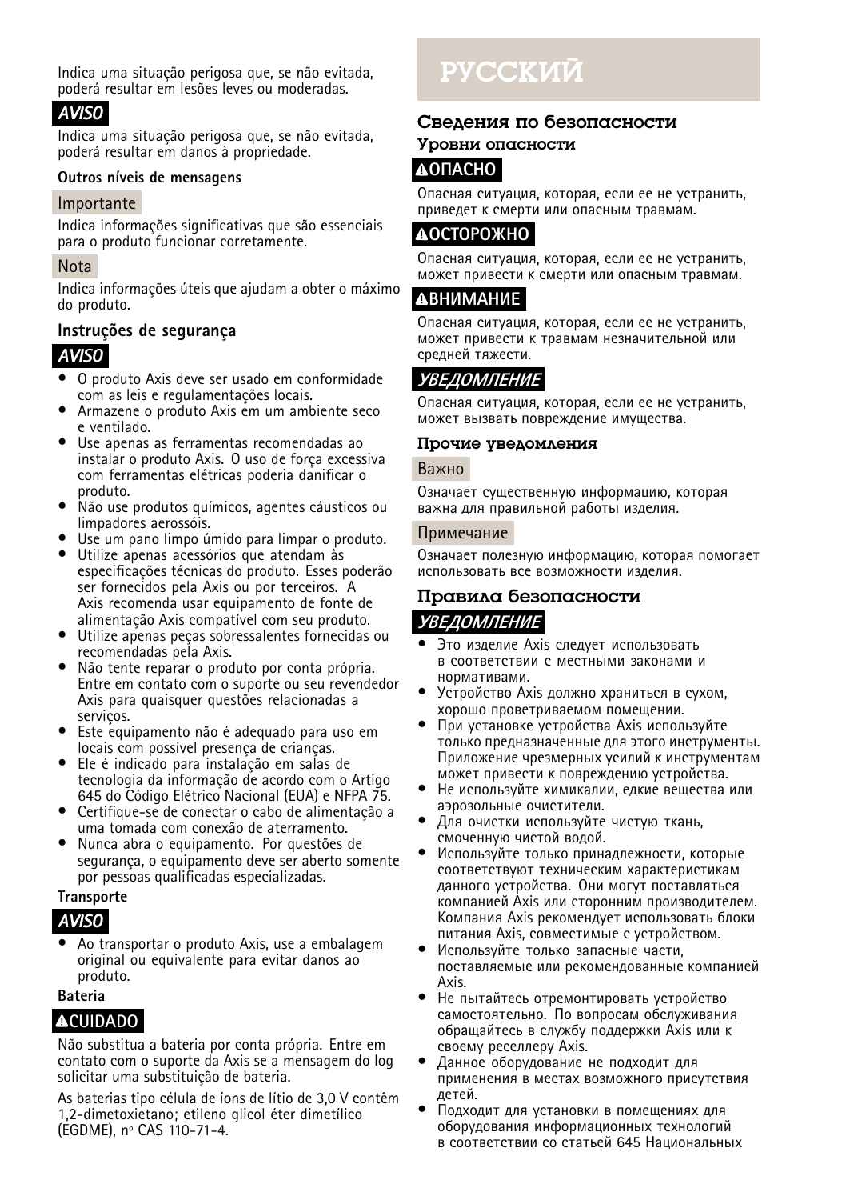Indica uma situação perigosa que, se não evitada, poderá resultar em lesões leves ou moderadas.

**AVISO**

Indica uma situação perigosa que, se não evitada, poderá resultar em danos à propriedade.

**Outros níveis de mensagens**

Importante

Indica informações significativas que são essenciais para o produto funcionar corretamente.

Nota

Indica informações úteis que ajudam a obter o máximo do produto.

### Instruções de segurança

**AVISO**

- O produto Axis deve ser usado em conformidade com as leis e regulamentações locais.
- Armazene o produto Axis em um ambiente seco e ventilado.
- Use apenas as ferramentas recomendadas ao instalar o produto Axis. O uso de força excessiva com ferramentas elétricas poderia danificar o produto.
- Não use produtos químicos, agentes cáusticos ou limpadores aerossóis.
- Use um pano limpo úmido para limpar o produto.
- Utilize apenas acessórios que atendam às especificações técnicas do produto. Esses poderão ser fornecidos pela Axis ou por terceiros. A Axis recomenda usar equipamento de fonte de alimentação Axis compatível com seu produto.
- Utilize apenas peças sobressalentes fornecidas ou recomendadas pela Axis.
- Não tente reparar o produto por conta própria. Entre em contato com o suporte ou seu revendedor Axis para quaisquer questões relacionadas a serviços.
- Este equipamento não é adequado para uso em locais com possível presença de crianças.
- Ele é indicado para instalação em salas de tecnologia da informação de acordo com o Artigo 645 do Código Elétrico Nacional (EUA) e NFPA 75.
- Certifique-se de conectar o cabo de alimentação a uma tomada com conexão de aterramento.
- Nunca abra o equipamento. Por questões de segurança, o equipamento deve ser aberto somente por pessoas qualificadas especializadas.

**Transporte**

**AVISO**

- Ao transportar o produto Axis, use a embalagem original ou equivalente para evitar danos ao produto.

**Bateria**

**⚠CUIDADO**

Não substitua a bateria por conta própria. Entre em contato com o suporte da Axis se a mensagem do log solicitar uma substituição de bateria.

As baterias tipo célula de íons de lítio de 3,0 V contêm 1,2-dimetoxietano; etileno glicol éter dimetílico (EGDME), nº CAS 110-71-4.

# РУССКИЙ

## Сведения по безопасности

### Уровни опасности

**⚠ОПАСНО**

Опасная ситуация, которая, если ее не устранить, приведет к смерти или опасным травмам.

**⚠ОСТОРОЖНО**

Опасная ситуация, которая, если ее не устранить, может привести к смерти или опасным травмам.

**⚠ВНИМАНИЕ**

Опасная ситуация, которая, если ее не устранить, может привести к травмам незначительной или средней тяжести.

**УВЕДОМЛЕНИЕ**

Опасная ситуация, которая, если ее не устранить, может вызвать повреждение имущества.

### Прочие уведомления

Важно

Означает существенную информацию, которая важна для правильной работы изделия.

Примечание

Означает полезную информацию, которая помогает использовать все возможности изделия.

## Правила безопасности

**УВЕДОМЛЕНИЕ**

- Это изделие Axis следует использовать в соответствии с местными законами и нормативами.
- Устройство Axis должно храниться в сухом, хорошо проветриваемом помещении.
- При установке устройства Axis используйте только предназначенные для этого инструменты. Приложение чрезмерных усилий к инструментам может привести к повреждению устройства.
- Не используйте химикалии, едкие вещества или аэрозольные очистители.
- Для очистки используйте чистую ткань, смоченную чистой водой.
- Используйте только принадлежности, которые соответствуют техническим характеристикам данного устройства. Они могут поставляться компанией Axis или сторонним производителем. Компания Axis рекомендует использовать блоки питания Axis, совместимые с устройством.
- Используйте только запасные части, поставляемые или рекомендованные компанией Axis.
- Не пытайтесь отремонтировать устройство самостоятельно. По вопросам обслуживания обращайтесь в службу поддержки Axis или к своему реселлеру Axis.
- Данное оборудование не подходит для применения в местах возможного присутствия детей.
- Подходит для установки в помещениях для оборудования информационных технологий в соответствии со статьей 645 Национальных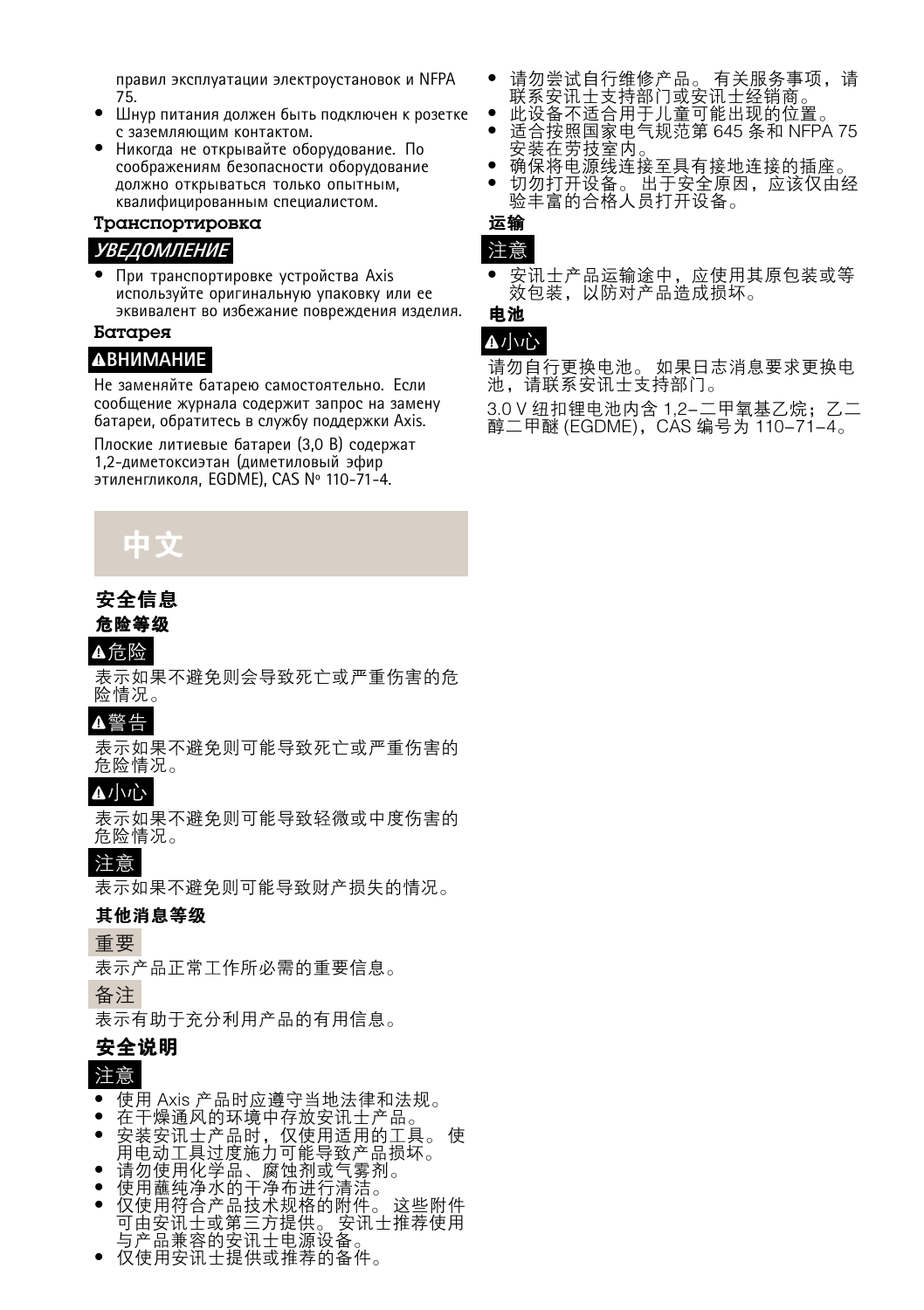правил эксплуатации электроустановок и NFPA 75.

- Шнур питания должен быть подключен к розетке с заземляющим контактом.
- Никогда не открывайте оборудование. По соображениям безопасности оборудование должно открываться только опытным, квалифицированным специалистом.

### Транспортировка

*УВЕДОМЛЕНИЕ*

- При транспортировке устройства Axis используйте оригинальную упаковку или ее эквивалент во избежание повреждения изделия.

### Батарея

**ВНИМАНИЕ**

Не заменяйте батарею самостоятельно. Если сообщение журнала содержит запрос на замену батареи, обратитесь в службу поддержки Axis.

Плоские литиевые батареи (3,0 В) содержат 1,2-диметоксиэтан (диметиловый эфир этиленгликоля, EGDME), CAS № 110-71-4.

# 中文

## 安全信息

### 危险等级

**危险**

表示如果不避免则会导致死亡或严重伤害的危险情况。

**警告**

表示如果不避免则可能导致死亡或严重伤害的危险情况。

**小心**

表示如果不避免则可能导致轻微或中度伤害的危险情况。

**注意**

表示如果不避免则可能导致财产损失的情况。

### 其他消息等级

**重要**

表示产品正常工作所必需的重要信息。

**备注**

表示有助于充分利用产品的有用信息。

## 安全说明

**注意**

- 使用 Axis 产品时应遵守当地法律和法规。
- 在干燥通风的环境中存放安讯士产品。
- 安装安讯士产品时，仅使用适用的工具。 使用电动工具过度施力可能导致产品损坏。
- 请勿使用化学品、腐蚀剂或气雾剂。
- 使用蘸纯净水的干净布进行清洁。
- 仅使用符合产品技术规格的附件。 这些附件可由安讯士或第三方提供。 安讯士推荐使用与产品兼容的安讯士电源设备。
- 仅使用安讯士提供或推荐的备件。
- 请勿尝试自行维修产品。 有关服务事项，请联系安讯士支持部门或安讯士经销商。
- 此设备不适合用于儿童可能出现的位置。
- 适合按照国家电气规范第 645 条和 NFPA 75 安装在劳技室内。
- 确保将电源线连接至具有接地连接的插座。
- 切勿打开设备。 出于安全原因，应该仅由经验丰富的合格人员打开设备。

### 运输

**注意**

- 安讯士产品运输途中，应使用其原包装或等效包装，以防对产品造成损坏。

### 电池

**小心**

请勿自行更换电池。 如果日志消息要求更换电池，请联系安讯士支持部门。

3.0 V 纽扣锂电池内含 1,2–二甲氧基乙烷；乙二醇二甲醚 (EGDME)，CAS 编号为 110–71–4。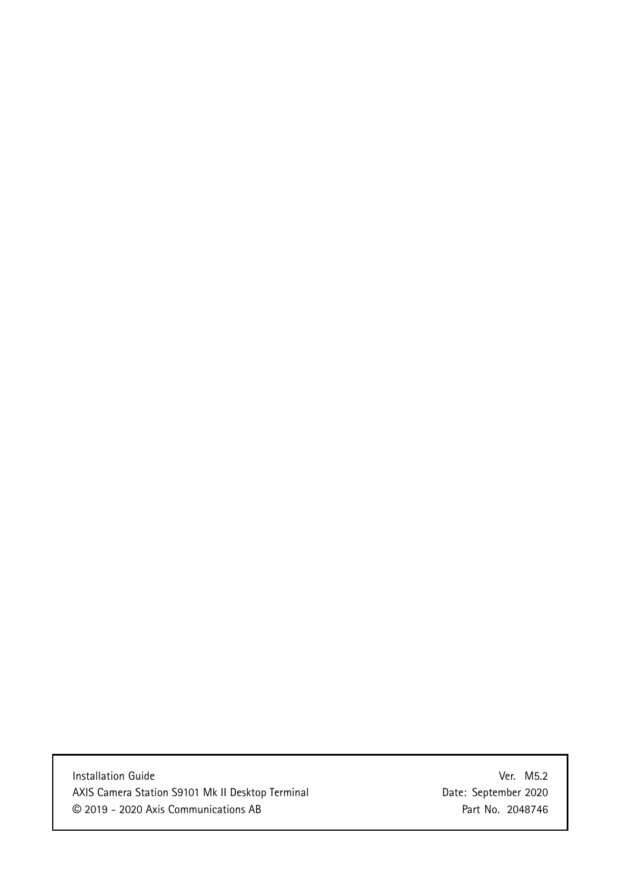Installation Guide
AXIS Camera Station S9101 Mk II Desktop Terminal
© 2019 - 2020 Axis Communications AB

Ver. M5.2
Date: September 2020
Part No. 2048746